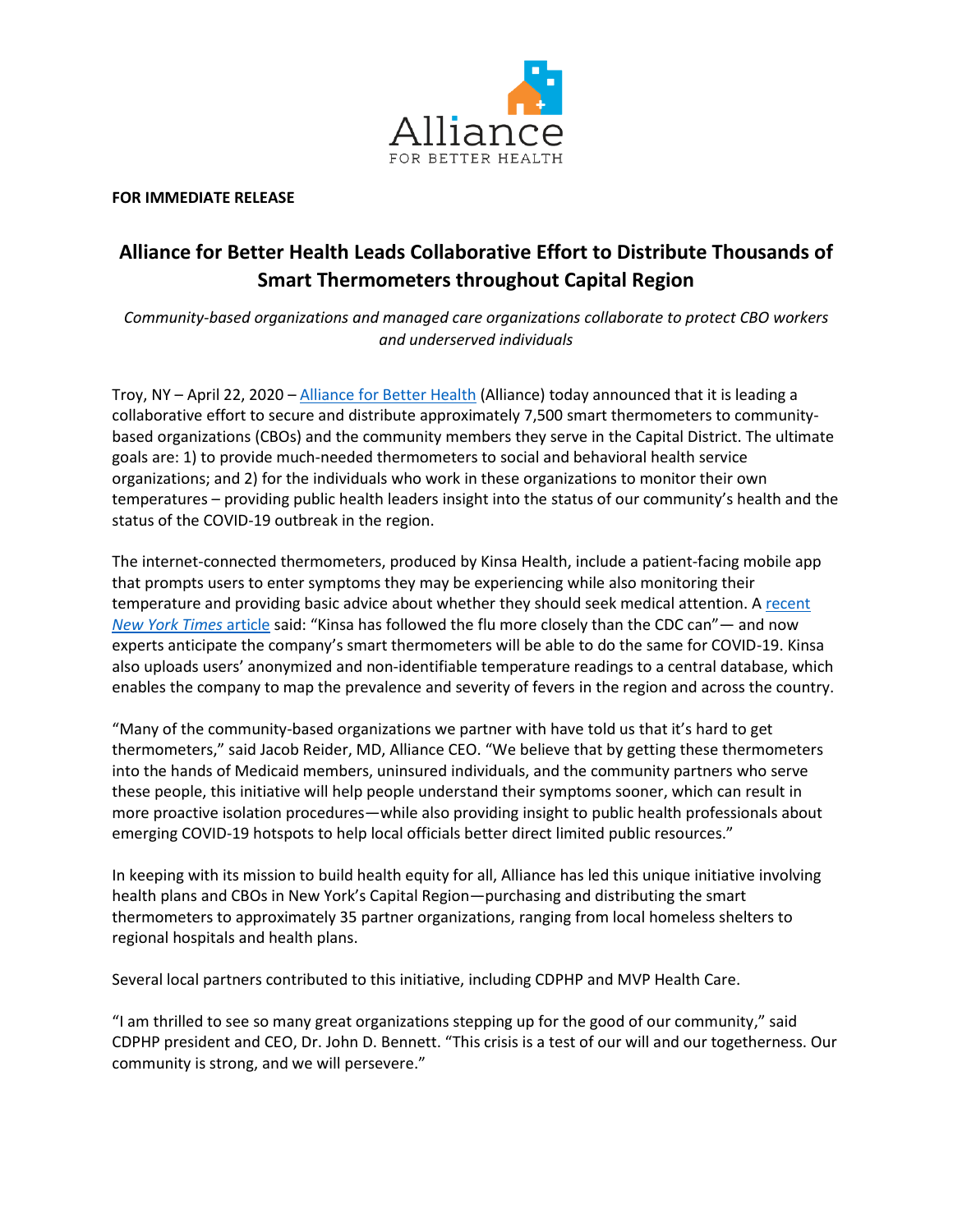Alliance FOR BETTER HEALTH

**FOR IMMEDIATE RELEASE**

# Alliance for Better Health Leads Collaborative Effort to Distribute Thousands of Smart Thermometers throughout Capital Region

*Community-based organizations and managed care organizations collaborate to protect CBO workers and underserved individuals*

Troy, NY – April 22, 2020 – Alliance for Better Health (Alliance) today announced that it is leading a collaborative effort to secure and distribute approximately 7,500 smart thermometers to community-based organizations (CBOs) and the community members they serve in the Capital District. The ultimate goals are: 1) to provide much-needed thermometers to social and behavioral health service organizations; and 2) for the individuals who work in these organizations to monitor their own temperatures – providing public health leaders insight into the status of our community's health and the status of the COVID-19 outbreak in the region.

The internet-connected thermometers, produced by Kinsa Health, include a patient-facing mobile app that prompts users to enter symptoms they may be experiencing while also monitoring their temperature and providing basic advice about whether they should seek medical attention. A recent *New York Times* article said: "Kinsa has followed the flu more closely than the CDC can"— and now experts anticipate the company's smart thermometers will be able to do the same for COVID-19. Kinsa also uploads users' anonymized and non-identifiable temperature readings to a central database, which enables the company to map the prevalence and severity of fevers in the region and across the country.

"Many of the community-based organizations we partner with have told us that it's hard to get thermometers," said Jacob Reider, MD, Alliance CEO. "We believe that by getting these thermometers into the hands of Medicaid members, uninsured individuals, and the community partners who serve these people, this initiative will help people understand their symptoms sooner, which can result in more proactive isolation procedures—while also providing insight to public health professionals about emerging COVID-19 hotspots to help local officials better direct limited public resources."

In keeping with its mission to build health equity for all, Alliance has led this unique initiative involving health plans and CBOs in New York's Capital Region—purchasing and distributing the smart thermometers to approximately 35 partner organizations, ranging from local homeless shelters to regional hospitals and health plans.

Several local partners contributed to this initiative, including CDPHP and MVP Health Care.

"I am thrilled to see so many great organizations stepping up for the good of our community," said CDPHP president and CEO, Dr. John D. Bennett. "This crisis is a test of our will and our togetherness. Our community is strong, and we will persevere."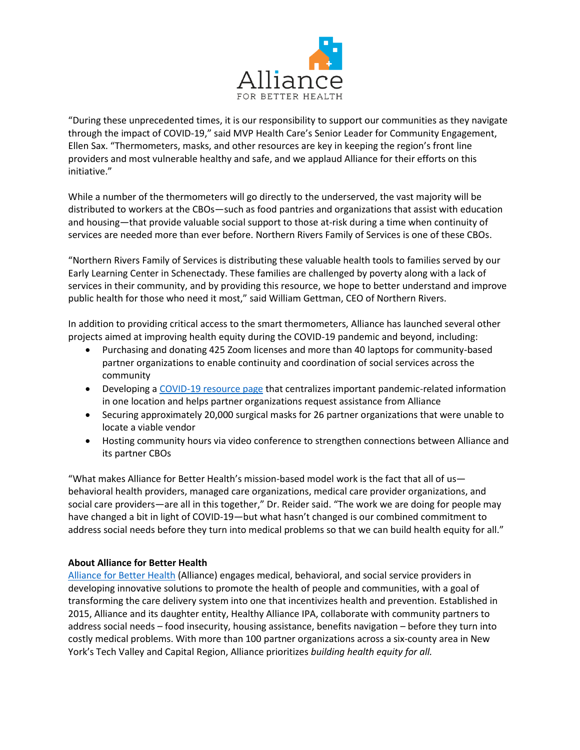"During these unprecedented times, it is our responsibility to support our communities as they navigate through the impact of COVID-19," said MVP Health Care's Senior Leader for Community Engagement, Ellen Sax. "Thermometers, masks, and other resources are key in keeping the region's front line providers and most vulnerable healthy and safe, and we applaud Alliance for their efforts on this initiative."

While a number of the thermometers will go directly to the underserved, the vast majority will be distributed to workers at the CBOs—such as food pantries and organizations that assist with education and housing—that provide valuable social support to those at-risk during a time when continuity of services are needed more than ever before. Northern Rivers Family of Services is one of these CBOs.

"Northern Rivers Family of Services is distributing these valuable health tools to families served by our Early Learning Center in Schenectady. These families are challenged by poverty along with a lack of services in their community, and by providing this resource, we hope to better understand and improve public health for those who need it most," said William Gettman, CEO of Northern Rivers.

In addition to providing critical access to the smart thermometers, Alliance has launched several other projects aimed at improving health equity during the COVID-19 pandemic and beyond, including:

- Purchasing and donating 425 Zoom licenses and more than 40 laptops for community-based partner organizations to enable continuity and coordination of social services across the community
- Developing a COVID-19 resource page that centralizes important pandemic-related information in one location and helps partner organizations request assistance from Alliance
- Securing approximately 20,000 surgical masks for 26 partner organizations that were unable to locate a viable vendor
- Hosting community hours via video conference to strengthen connections between Alliance and its partner CBOs

"What makes Alliance for Better Health's mission-based model work is the fact that all of us—behavioral health providers, managed care organizations, medical care provider organizations, and social care providers—are all in this together," Dr. Reider said. "The work we are doing for people may have changed a bit in light of COVID-19—but what hasn't changed is our combined commitment to address social needs before they turn into medical problems so that we can build health equity for all."

**About Alliance for Better Health**

Alliance for Better Health (Alliance) engages medical, behavioral, and social service providers in developing innovative solutions to promote the health of people and communities, with a goal of transforming the care delivery system into one that incentivizes health and prevention. Established in 2015, Alliance and its daughter entity, Healthy Alliance IPA, collaborate with community partners to address social needs – food insecurity, housing assistance, benefits navigation – before they turn into costly medical problems. With more than 100 partner organizations across a six-county area in New York's Tech Valley and Capital Region, Alliance prioritizes *building health equity for all.*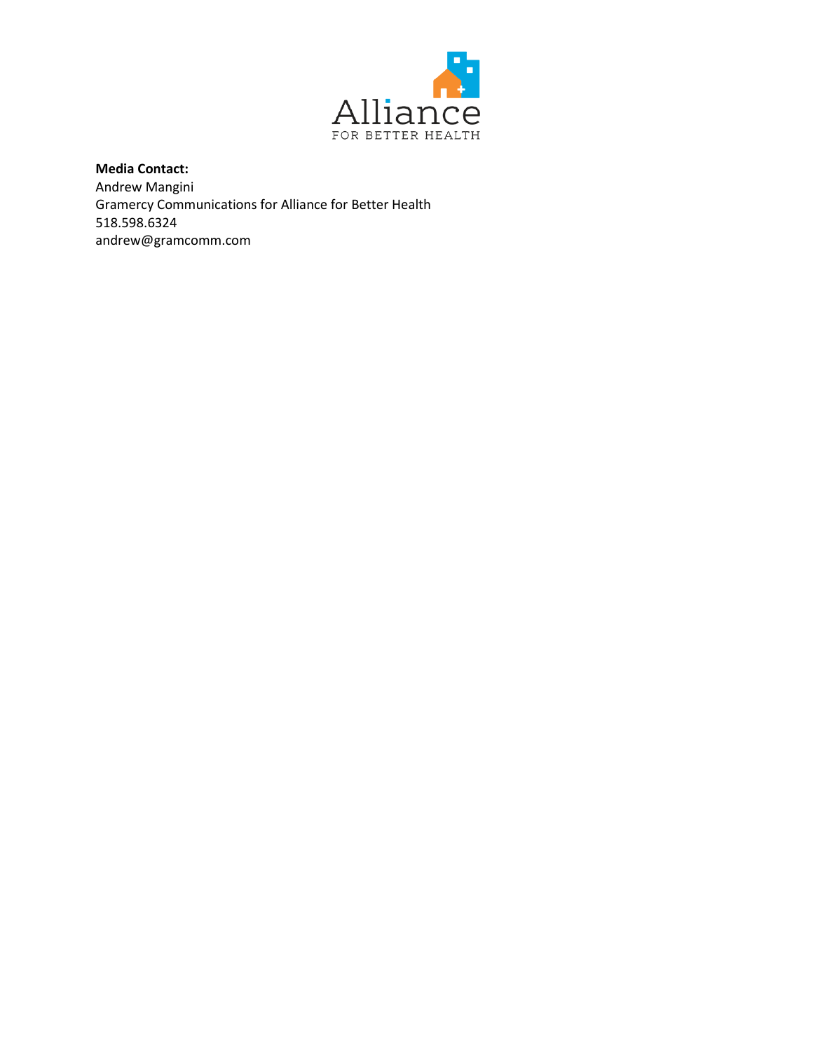Alliance

FOR BETTER HEALTH

**Media Contact:**
Andrew Mangini
Gramercy Communications for Alliance for Better Health
518.598.6324
andrew@gramcomm.com